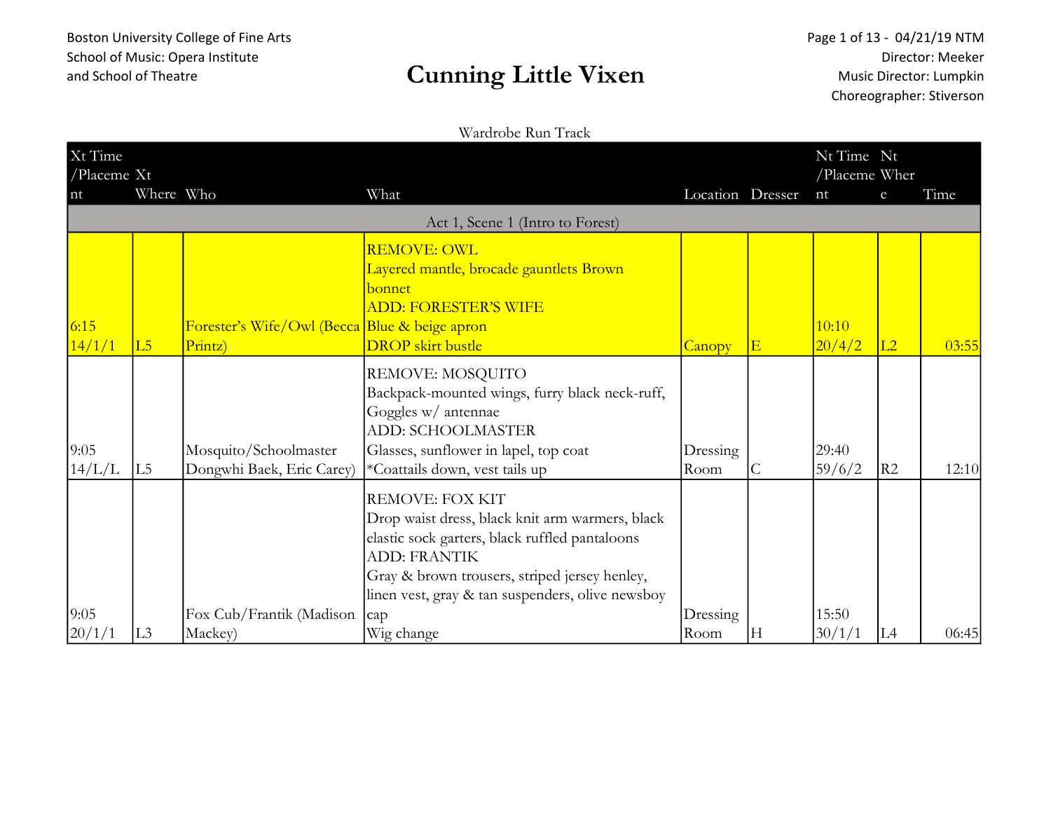Boston University College of Fine Arts
School of Music: Opera Institute
and School of Theatre

# Cunning Little Vixen

Director: Meeker
Music Director: Lumpkin
Choreographer: Stiverson

Wardrobe Run Track

| Xt Time /Placement | Xt Where | Who | What | Location | Dresser | Nt Time /Placement | Nt Where | Time |
|---|---|---|---|---|---|---|---|---|
| Act 1, Scene 1 (Intro to Forest) | | | | | | | | |
| 6:15 14/1/1 | L5 | Forester's Wife/Owl (Becca Printz) | REMOVE: OWL<br>Layered mantle, brocade gauntlets Brown bonnet<br>ADD: FORESTER'S WIFE<br>Blue & beige apron<br>DROP skirt bustle | Canopy | E | 10:10 20/4/2 | L2 | 03:55 |
| 9:05 14/L/L | L5 | Mosquito/Schoolmaster Dongwhi Baek, Eric Carey) | REMOVE: MOSQUITO<br>Backpack-mounted wings, furry black neck-ruff, Goggles w/ antennae<br>ADD: SCHOOLMASTER<br>Glasses, sunflower in lapel, top coat<br>*Coattails down, vest tails up | Dressing Room | C | 29:40 59/6/2 | R2 | 12:10 |
| 9:05 20/1/1 | L3 | Fox Cub/Frantik (Madison Mackey) | REMOVE: FOX KIT<br>Drop waist dress, black knit arm warmers, black elastic sock garters, black ruffled pantaloons<br>ADD: FRANTIK<br>Gray & brown trousers, striped jersey henley, linen vest, gray & tan suspenders, olive newsboy cap<br>Wig change | Dressing Room | H | 15:50 30/1/1 | L4 | 06:45 |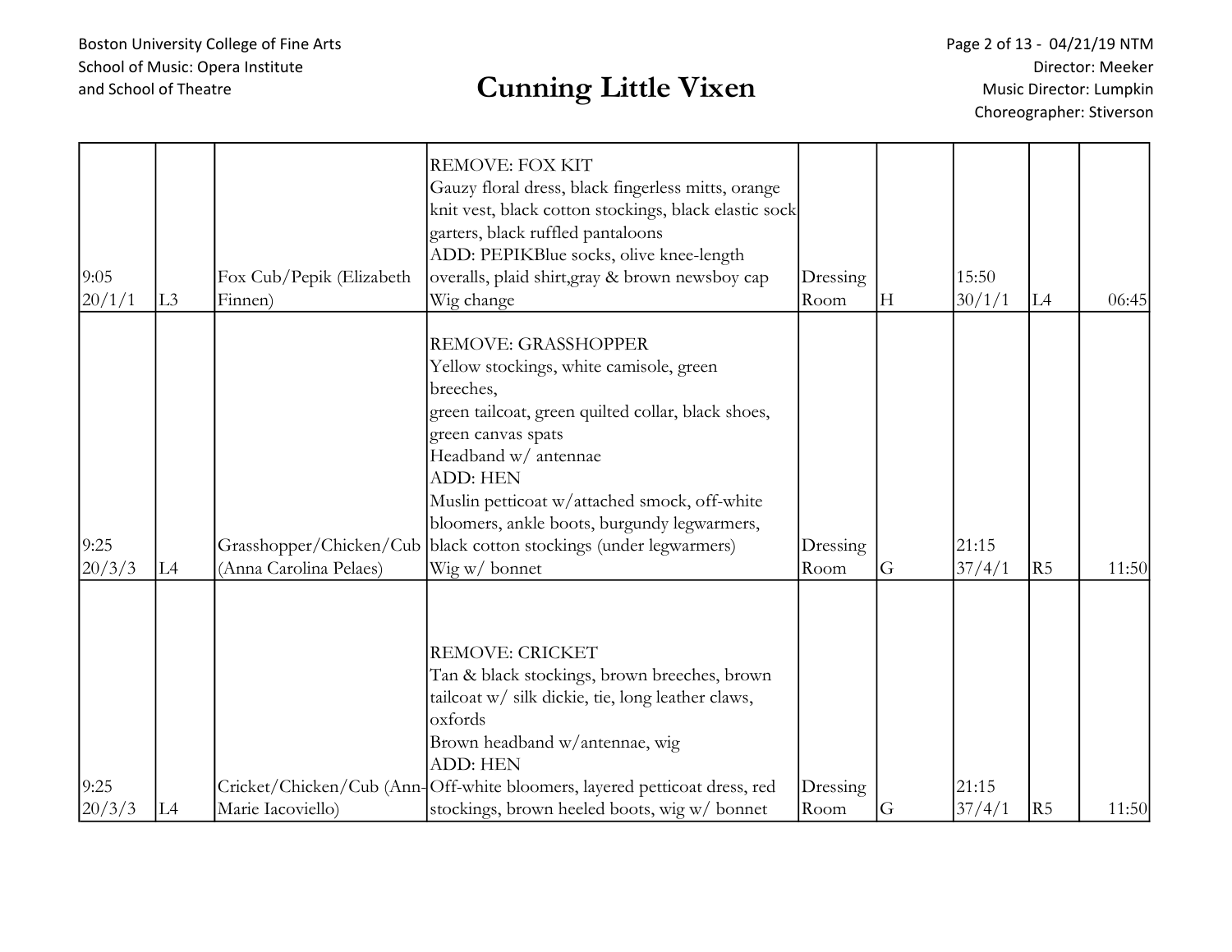| | | | | | | | | |
|---|---|---|---|---|---|---|---|---|
| 9:05<br>20/1/1 | L3 | Fox Cub/Pepik (Elizabeth Finnen) | REMOVE: FOX KIT<br>Gauzy floral dress, black fingerless mitts, orange knit vest, black cotton stockings, black elastic sock garters, black ruffled pantaloons<br>ADD: PEPIKBlue socks, olive knee-length overalls, plaid shirt,gray & brown newsboy cap<br>Wig change | Dressing Room | H | 15:50<br>30/1/1 | L4 | 06:45 |
| 9:25<br>20/3/3 | L4 | Grasshopper/Chicken/Cub (Anna Carolina Pelaes) | REMOVE: GRASSHOPPER<br>Yellow stockings, white camisole, green breeches,<br>green tailcoat, green quilted collar, black shoes, green canvas spats<br>Headband w/ antennae<br>ADD: HEN<br>Muslin petticoat w/attached smock, off-white bloomers, ankle boots, burgundy legwarmers, black cotton stockings (under legwarmers)<br>Wig w/ bonnet | Dressing Room | G | 21:15<br>37/4/1 | R5 | 11:50 |
| 9:25<br>20/3/3 | L4 | Cricket/Chicken/Cub (Ann-Marie Iacoviello) | REMOVE: CRICKET<br>Tan & black stockings, brown breeches, brown tailcoat w/ silk dickie, tie, long leather claws, oxfords<br>Brown headband w/antennae, wig<br>ADD: HEN<br>Off-white bloomers, layered petticoat dress, red stockings, brown heeled boots, wig w/ bonnet | Dressing Room | G | 21:15<br>37/4/1 | R5 | 11:50 |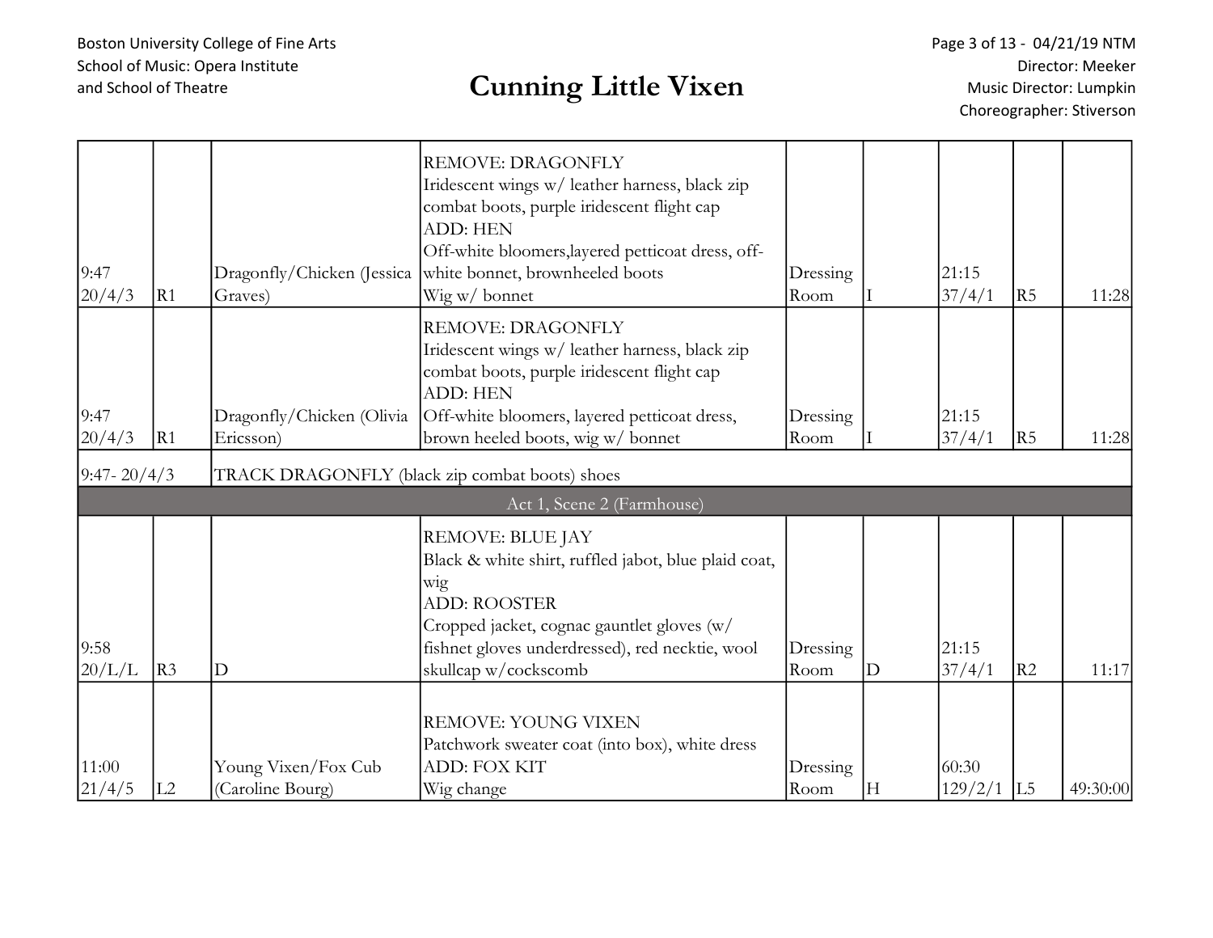Boston University College of Fine Arts
School of Music: Opera Institute
and School of Theatre

# Cunning Little Vixen

Director: Meeker
Music Director: Lumpkin
Choreographer: Stiverson

| | | | | | | | | |
|---|---|---|---|---|---|---|---|---|
| 9:47 20/4/3 | R1 | Dragonfly/Chicken (Jessica Graves) | REMOVE: DRAGONFLY<br>Iridescent wings w/ leather harness, black zip combat boots, purple iridescent flight cap<br>ADD: HEN<br>Off-white bloomers,layered petticoat dress, off-white bonnet, brownheeled boots<br>Wig w/ bonnet | Dressing Room | I | 21:15 37/4/1 | R5 | 11:28 |
| 9:47 20/4/3 | R1 | Dragonfly/Chicken (Olivia Ericsson) | REMOVE: DRAGONFLY<br>Iridescent wings w/ leather harness, black zip combat boots, purple iridescent flight cap<br>ADD: HEN<br>Off-white bloomers, layered petticoat dress, brown heeled boots, wig w/ bonnet | Dressing Room | I | 21:15 37/4/1 | R5 | 11:28 |
| 9:47- 20/4/3 | | TRACK DRAGONFLY (black zip combat boots) shoes | | | | | | |
| **Act 1, Scene 2 (Farmhouse)** | | | | | | | | |
| 9:58 20/L/L | R3 | D | REMOVE: BLUE JAY<br>Black & white shirt, ruffled jabot, blue plaid coat, wig<br>ADD: ROOSTER<br>Cropped jacket, cognac gauntlet gloves (w/ fishnet gloves underdressed), red necktie, wool skullcap w/cockscomb | Dressing Room | D | 21:15 37/4/1 | R2 | 11:17 |
| 11:00 21/4/5 | L2 | Young Vixen/Fox Cub (Caroline Bourg) | REMOVE: YOUNG VIXEN<br>Patchwork sweater coat (into box), white dress<br>ADD: FOX KIT<br>Wig change | Dressing Room | H | 60:30 129/2/1 | L5 | 49:30:00 |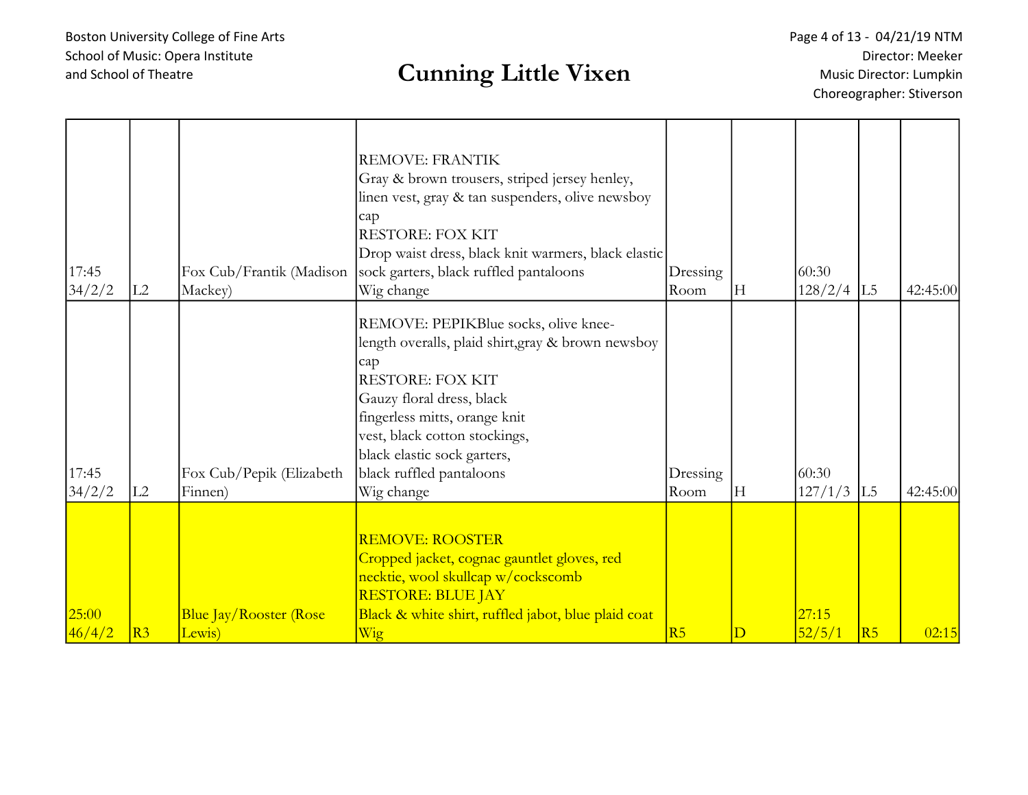# Cunning Little Vixen

Boston University College of Fine Arts
School of Music: Opera Institute
and School of Theatre

Director: Meeker
Music Director: Lumpkin
Choreographer: Stiverson

| | | | | | | | | |
|---|---|---|---|---|---|---|---|---|
| 17:45 34/2/2 | L2 | Fox Cub/Frantik (Madison Mackey) | REMOVE: FRANTIK<br>Gray & brown trousers, striped jersey henley, linen vest, gray & tan suspenders, olive newsboy cap<br>RESTORE: FOX KIT<br>Drop waist dress, black knit warmers, black elastic sock garters, black ruffled pantaloons<br>Wig change | Dressing Room | H | 60:30 128/2/4 | L5 | 42:45:00 |
| 17:45 34/2/2 | L2 | Fox Cub/Pepik (Elizabeth Finnen) | REMOVE: PEPIKBlue socks, olive knee-length overalls, plaid shirt,gray & brown newsboy cap<br>RESTORE: FOX KIT<br>Gauzy floral dress, black fingerless mitts, orange knit vest, black cotton stockings, black elastic sock garters, black ruffled pantaloons<br>Wig change | Dressing Room | H | 60:30 127/1/3 | L5 | 42:45:00 |
| 25:00 46/4/2 | R3 | Blue Jay/Rooster (Rose Lewis) | REMOVE: ROOSTER<br>Cropped jacket, cognac gauntlet gloves, red necktie, wool skullcap w/cockscomb<br>RESTORE: BLUE JAY<br>Black & white shirt, ruffled jabot, blue plaid coat<br>Wig | R5 | D | 27:15 52/5/1 | R5 | 02:15 |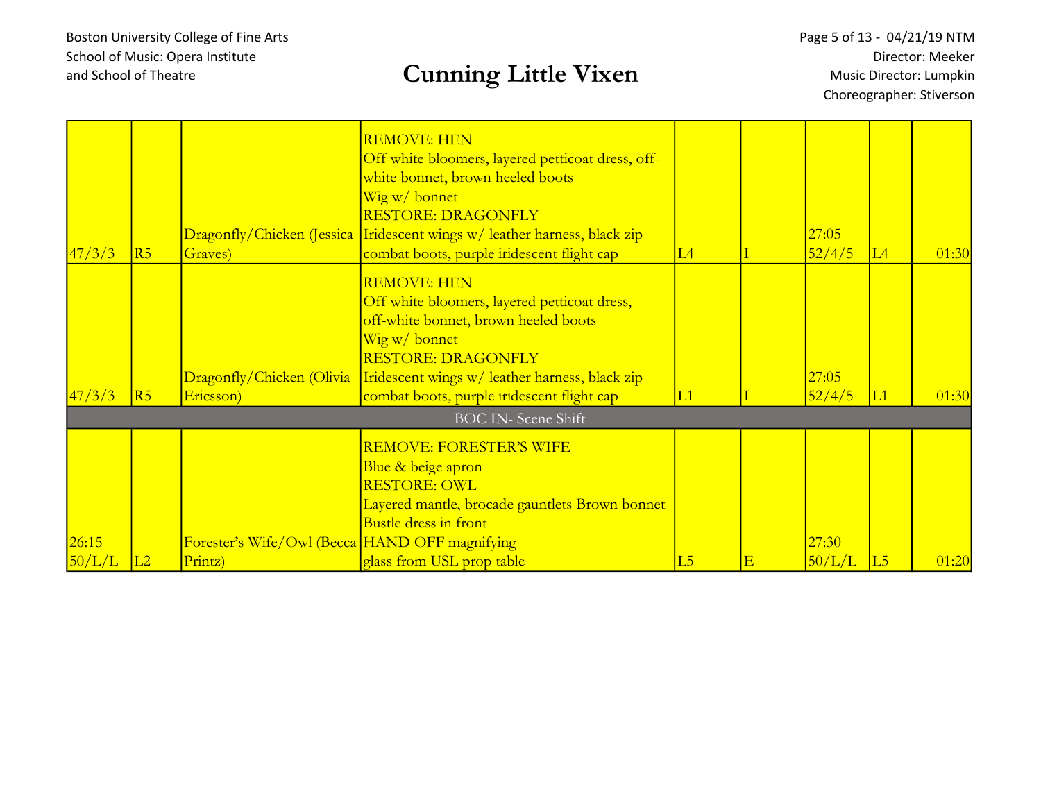Boston University College of Fine Arts
School of Music: Opera Institute
and School of Theatre

# Cunning Little Vixen

Director: Meeker
Music Director: Lumpkin
Choreographer: Stiverson

| | | | | | | | | |
|---|---|---|---|---|---|---|---|---|
| 47/3/3 | R5 | Dragonfly/Chicken (Jessica Graves) | REMOVE: HEN<br>Off-white bloomers, layered petticoat dress, off-white bonnet, brown heeled boots<br>Wig w/ bonnet<br>RESTORE: DRAGONFLY<br>Iridescent wings w/ leather harness, black zip combat boots, purple iridescent flight cap | L4 | I | 27:05<br>52/4/5 | L4 | 01:30 |
| 47/3/3 | R5 | Dragonfly/Chicken (Olivia Ericsson) | REMOVE: HEN<br>Off-white bloomers, layered petticoat dress, off-white bonnet, brown heeled boots<br>Wig w/ bonnet<br>RESTORE: DRAGONFLY<br>Iridescent wings w/ leather harness, black zip combat boots, purple iridescent flight cap | L1 | I | 27:05<br>52/4/5 | L1 | 01:30 |
| | | | BOC IN- Scene Shift | | | | | |
| 26:15<br>50/L/L | L2 | Forester's Wife/Owl (Becca Printz) | REMOVE: FORESTER'S WIFE<br>Blue & beige apron<br>RESTORE: OWL<br>Layered mantle, brocade gauntlets Brown bonnet<br>Bustle dress in front<br>HAND OFF magnifying glass from USL prop table | L5 | E | 27:30<br>50/L/L | L5 | 01:20 |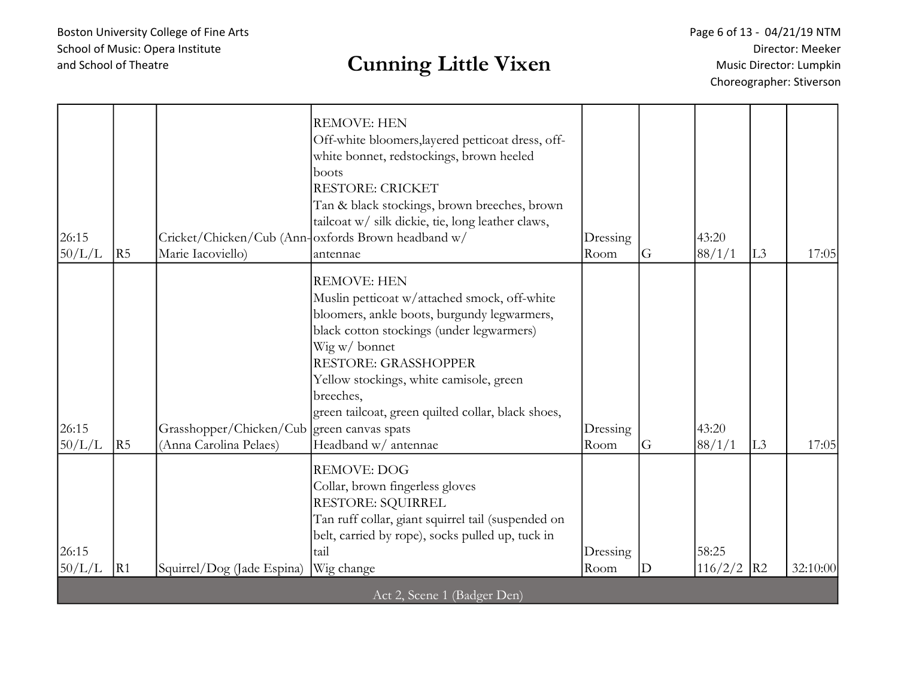# Cunning Little Vixen

Boston University College of Fine Arts
School of Music: Opera Institute
and School of Theatre

Director: Meeker
Music Director: Lumpkin
Choreographer: Stiverson

| | | | | | | | | |
|---|---|---|---|---|---|---|---|---|
| 26:15 50/L/L | R5 | Cricket/Chicken/Cub (Ann-Marie Iacoviello) | REMOVE: HEN<br>Off-white bloomers,layered petticoat dress, off-white bonnet, redstockings, brown heeled boots<br>RESTORE: CRICKET<br>Tan & black stockings, brown breeches, brown tailcoat w/ silk dickie, tie, long leather claws, oxfords Brown headband w/ antennae | Dressing Room | G | 43:20 88/1/1 | L3 | 17:05 |
| 26:15 50/L/L | R5 | Grasshopper/Chicken/Cub (Anna Carolina Pelaes) | REMOVE: HEN<br>Muslin petticoat w/attached smock, off-white bloomers, ankle boots, burgundy legwarmers, black cotton stockings (under legwarmers)<br>Wig w/ bonnet<br>RESTORE: GRASSHOPPER<br>Yellow stockings, white camisole, green breeches,<br>green tailcoat, green quilted collar, black shoes, green canvas spats<br>Headband w/ antennae | Dressing Room | G | 43:20 88/1/1 | L3 | 17:05 |
| 26:15 50/L/L | R1 | Squirrel/Dog (Jade Espina) | REMOVE: DOG<br>Collar, brown fingerless gloves<br>RESTORE: SQUIRREL<br>Tan ruff collar, giant squirrel tail (suspended on belt, carried by rope), socks pulled up, tuck in tail<br>Wig change | Dressing Room | D | 58:25 116/2/2 | R2 | 32:10:00 |
| Act 2, Scene 1 (Badger Den) | | | | | | | | |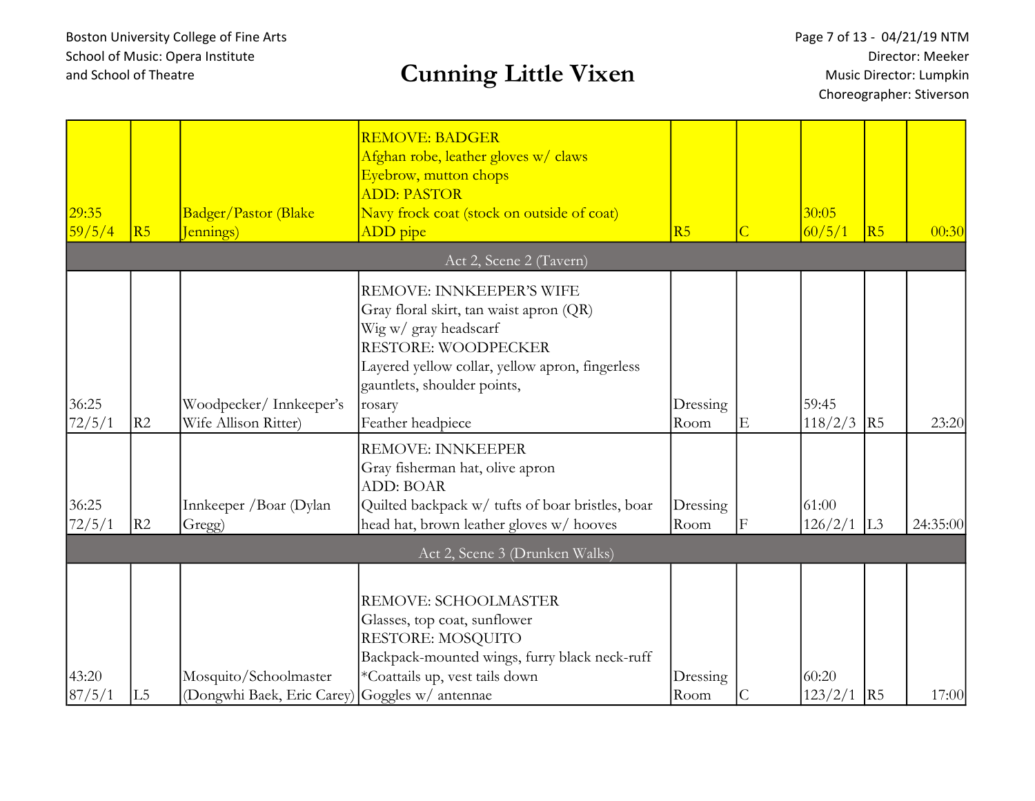# Cunning Little Vixen

Boston University College of Fine Arts
School of Music: Opera Institute
and School of Theatre

Director: Meeker
Music Director: Lumpkin
Choreographer: Stiverson

| | | | | | | | | |
|---|---|---|---|---|---|---|---|---|
| 29:35 59/5/4 | R5 | Badger/Pastor (Blake Jennings) | REMOVE: BADGER<br>Afghan robe, leather gloves w/ claws<br>Eyebrow, mutton chops<br>ADD: PASTOR<br>Navy frock coat (stock on outside of coat)<br>ADD pipe | R5 | C | 30:05 60/5/1 | R5 | 00:30 |
| | | | Act 2, Scene 2 (Tavern) | | | | | |
| 36:25 72/5/1 | R2 | Woodpecker/ Innkeeper's Wife Allison Ritter) | REMOVE: INNKEEPER'S WIFE<br>Gray floral skirt, tan waist apron (QR)<br>Wig w/ gray headscarf<br>RESTORE: WOODPECKER<br>Layered yellow collar, yellow apron, fingerless gauntlets, shoulder points,<br>rosary<br>Feather headpiece | Dressing Room | E | 59:45 118/2/3 | R5 | 23:20 |
| 36:25 72/5/1 | R2 | Innkeeper /Boar (Dylan Gregg) | REMOVE: INNKEEPER<br>Gray fisherman hat, olive apron<br>ADD: BOAR<br>Quilted backpack w/ tufts of boar bristles, boar head hat, brown leather gloves w/ hooves | Dressing Room | F | 61:00 126/2/1 | L3 | 24:35:00 |
| | | | Act 2, Scene 3 (Drunken Walks) | | | | | |
| 43:20 87/5/1 | L5 | Mosquito/Schoolmaster (Dongwhi Baek, Eric Carey) | REMOVE: SCHOOLMASTER<br>Glasses, top coat, sunflower<br>RESTORE: MOSQUITO<br>Backpack-mounted wings, furry black neck-ruff<br>*Coattails up, vest tails down<br>Goggles w/ antennae | Dressing Room | C | 60:20 123/2/1 | R5 | 17:00 |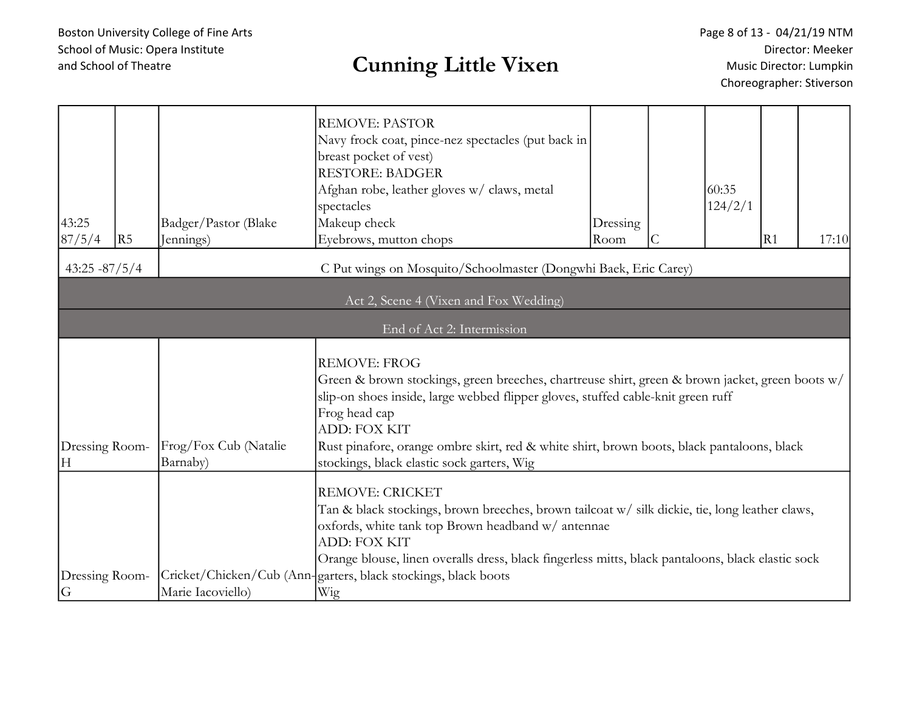# Cunning Little Vixen

Boston University College of Fine Arts
School of Music: Opera Institute
and School of Theatre

Director: Meeker
Music Director: Lumpkin
Choreographer: Stiverson

| | | | | | | | | |
|---|---|---|---|---|---|---|---|---|
| 43:25 87/5/4 | R5 | Badger/Pastor (Blake Jennings) | REMOVE: PASTOR<br>Navy frock coat, pince-nez spectacles (put back in breast pocket of vest)<br>RESTORE: BADGER<br>Afghan robe, leather gloves w/ claws, metal spectacles<br>Makeup check<br>Eyebrows, mutton chops | Dressing Room | C | 60:35 124/2/1 | R1 | 17:10 |
| 43:25 -87/5/4 | | C Put wings on Mosquito/Schoolmaster (Dongwhi Baek, Eric Carey) | | | | | | |
| **Act 2, Scene 4 (Vixen and Fox Wedding)** | | | | | | | | |
| **End of Act 2: Intermission** | | | | | | | | |
| Dressing Room-H | | Frog/Fox Cub (Natalie Barnaby) | REMOVE: FROG<br>Green & brown stockings, green breeches, chartreuse shirt, green & brown jacket, green boots w/ slip-on shoes inside, large webbed flipper gloves, stuffed cable-knit green ruff<br>Frog head cap<br>ADD: FOX KIT<br>Rust pinafore, orange ombre skirt, red & white shirt, brown boots, black pantaloons, black stockings, black elastic sock garters, Wig | | | | | |
| Dressing Room-G | | Cricket/Chicken/Cub (Ann-Marie Iacoviello) | REMOVE: CRICKET<br>Tan & black stockings, brown breeches, brown tailcoat w/ silk dickie, tie, long leather claws, oxfords, white tank top Brown headband w/ antennae<br>ADD: FOX KIT<br>Orange blouse, linen overalls dress, black fingerless mitts, black pantaloons, black elastic sock garters, black stockings, black boots<br>Wig | | | | | |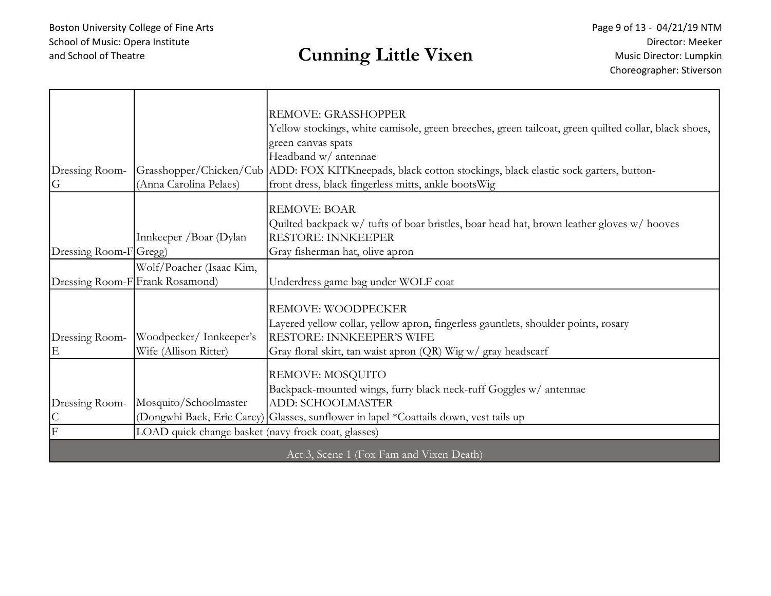| | | |
|---|---|---|
| Dressing Room-G | Grasshopper/Chicken/Cub (Anna Carolina Pelaes) | REMOVE: GRASSHOPPER<br>Yellow stockings, white camisole, green breeches, green tailcoat, green quilted collar, black shoes, green canvas spats<br>Headband w/ antennae<br>ADD: FOX KITKneepads, black cotton stockings, black elastic sock garters, button-front dress, black fingerless mitts, ankle bootsWig |
| Dressing Room-F | Innkeeper /Boar (Dylan Gregg) | REMOVE: BOAR<br>Quilted backpack w/ tufts of boar bristles, boar head hat, brown leather gloves w/ hooves<br>RESTORE: INNKEEPER<br>Gray fisherman hat, olive apron |
| Dressing Room-F | Wolf/Poacher (Isaac Kim, Frank Rosamond) | Underdress game bag under WOLF coat |
| Dressing Room-E | Woodpecker/ Innkeeper's Wife (Allison Ritter) | REMOVE: WOODPECKER<br>Layered yellow collar, yellow apron, fingerless gauntlets, shoulder points, rosary<br>RESTORE: INNKEEPER'S WIFE<br>Gray floral skirt, tan waist apron (QR) Wig w/ gray headscarf |
| Dressing Room-C | Mosquito/Schoolmaster (Dongwhi Baek, Eric Carey) | REMOVE: MOSQUITO<br>Backpack-mounted wings, furry black neck-ruff Goggles w/ antennae<br>ADD: SCHOOLMASTER<br>Glasses, sunflower in lapel *Coattails down, vest tails up |
| F | LOAD quick change basket (navy frock coat, glasses) | |
| Act 3, Scene 1 (Fox Fam and Vixen Death) | | |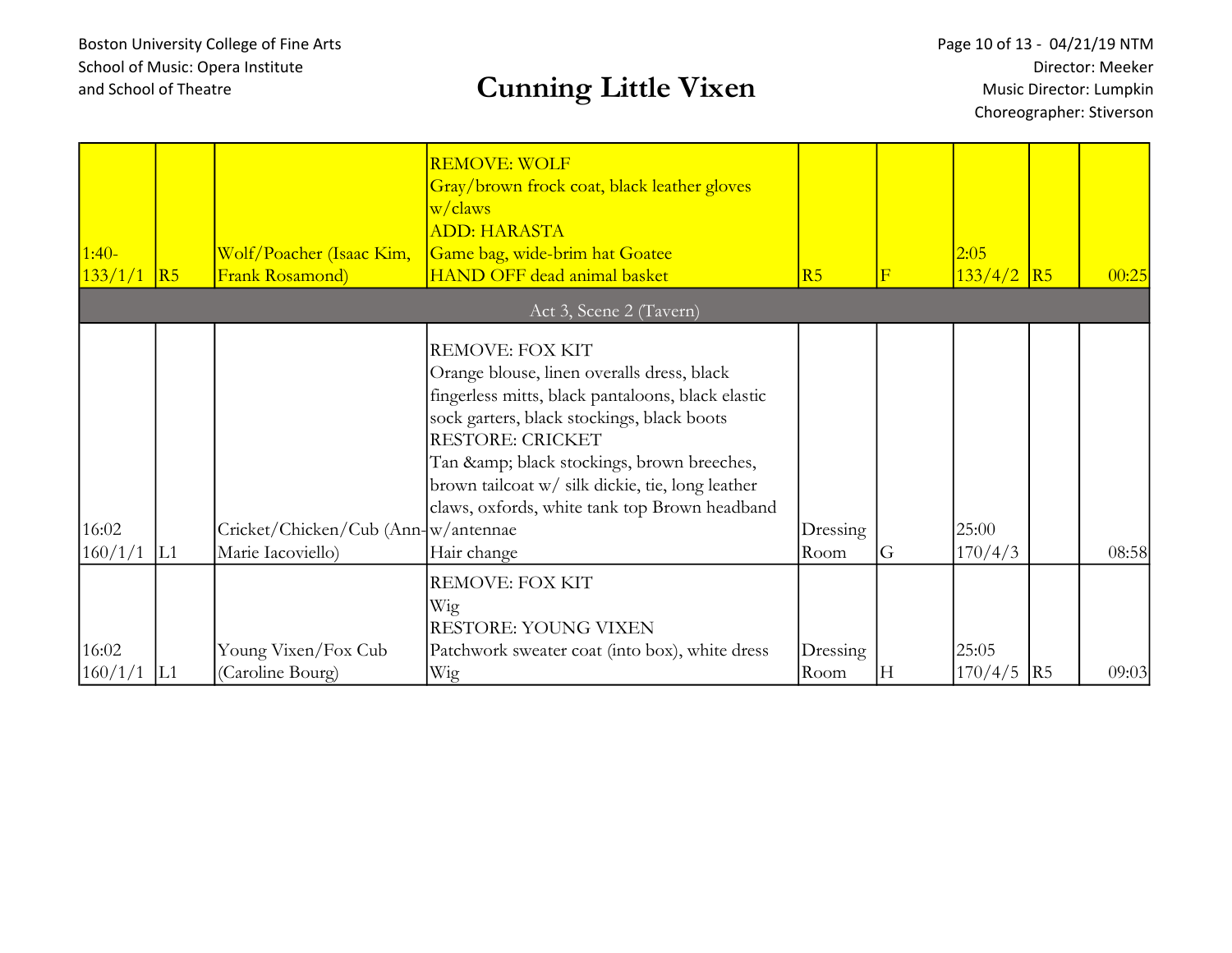Boston University College of Fine Arts
School of Music: Opera Institute
and School of Theatre

# Cunning Little Vixen

Director: Meeker
Music Director: Lumpkin
Choreographer: Stiverson

| | | | | | | | | |
|---|---|---|---|---|---|---|---|---|
| 1:40- 133/1/1 | R5 | Wolf/Poacher (Isaac Kim, Frank Rosamond) | REMOVE: WOLF<br>Gray/brown frock coat, black leather gloves w/claws<br>ADD: HARASTA<br>Game bag, wide-brim hat Goatee<br>HAND OFF dead animal basket | R5 | F | 2:05 133/4/2 | R5 | 00:25 |
| Act 3, Scene 2 (Tavern) | | | | | | | | |
| 16:02 160/1/1 | L1 | Cricket/Chicken/Cub (Ann-Marie Iacoviello) | REMOVE: FOX KIT<br>Orange blouse, linen overalls dress, black fingerless mitts, black pantaloons, black elastic sock garters, black stockings, black boots<br>RESTORE: CRICKET<br>Tan &amp; black stockings, brown breeches, brown tailcoat w/ silk dickie, tie, long leather claws, oxfords, white tank top Brown headband w/antennae<br>Hair change | Dressing Room | G | 25:00 170/4/3 | | 08:58 |
| 16:02 160/1/1 | L1 | Young Vixen/Fox Cub (Caroline Bourg) | REMOVE: FOX KIT<br>Wig<br>RESTORE: YOUNG VIXEN<br>Patchwork sweater coat (into box), white dress<br>Wig | Dressing Room | H | 25:05 170/4/5 | R5 | 09:03 |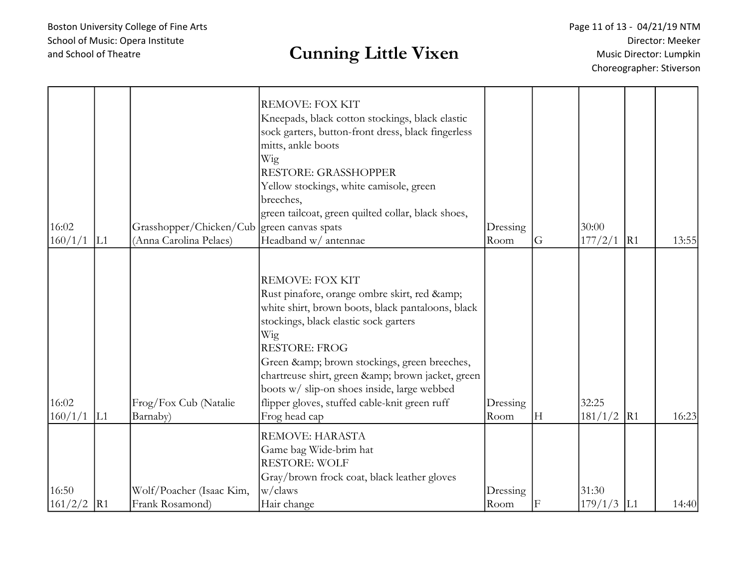| | | | | | | | | |
|---|---|---|---|---|---|---|---|---|
| 16:02 160/1/1 | L1 | Grasshopper/Chicken/Cub (Anna Carolina Pelaes) | REMOVE: FOX KIT<br>Kneepads, black cotton stockings, black elastic sock garters, button-front dress, black fingerless mitts, ankle boots<br>Wig<br>RESTORE: GRASSHOPPER<br>Yellow stockings, white camisole, green breeches,<br>green tailcoat, green quilted collar, black shoes, green canvas spats<br>Headband w/ antennae | Dressing Room | G | 30:00 177/2/1 | R1 | 13:55 |
| 16:02 160/1/1 | L1 | Frog/Fox Cub (Natalie Barnaby) | REMOVE: FOX KIT<br>Rust pinafore, orange ombre skirt, red &amp; white shirt, brown boots, black pantaloons, black stockings, black elastic sock garters<br>Wig<br>RESTORE: FROG<br>Green &amp; brown stockings, green breeches, chartreuse shirt, green &amp; brown jacket, green boots w/ slip-on shoes inside, large webbed flipper gloves, stuffed cable-knit green ruff<br>Frog head cap | Dressing Room | H | 32:25 181/1/2 | R1 | 16:23 |
| 16:50 161/2/2 | R1 | Wolf/Poacher (Isaac Kim, Frank Rosamond) | REMOVE: HARASTA<br>Game bag Wide-brim hat<br>RESTORE: WOLF<br>Gray/brown frock coat, black leather gloves w/claws<br>Hair change | Dressing Room | F | 31:30 179/1/3 | L1 | 14:40 |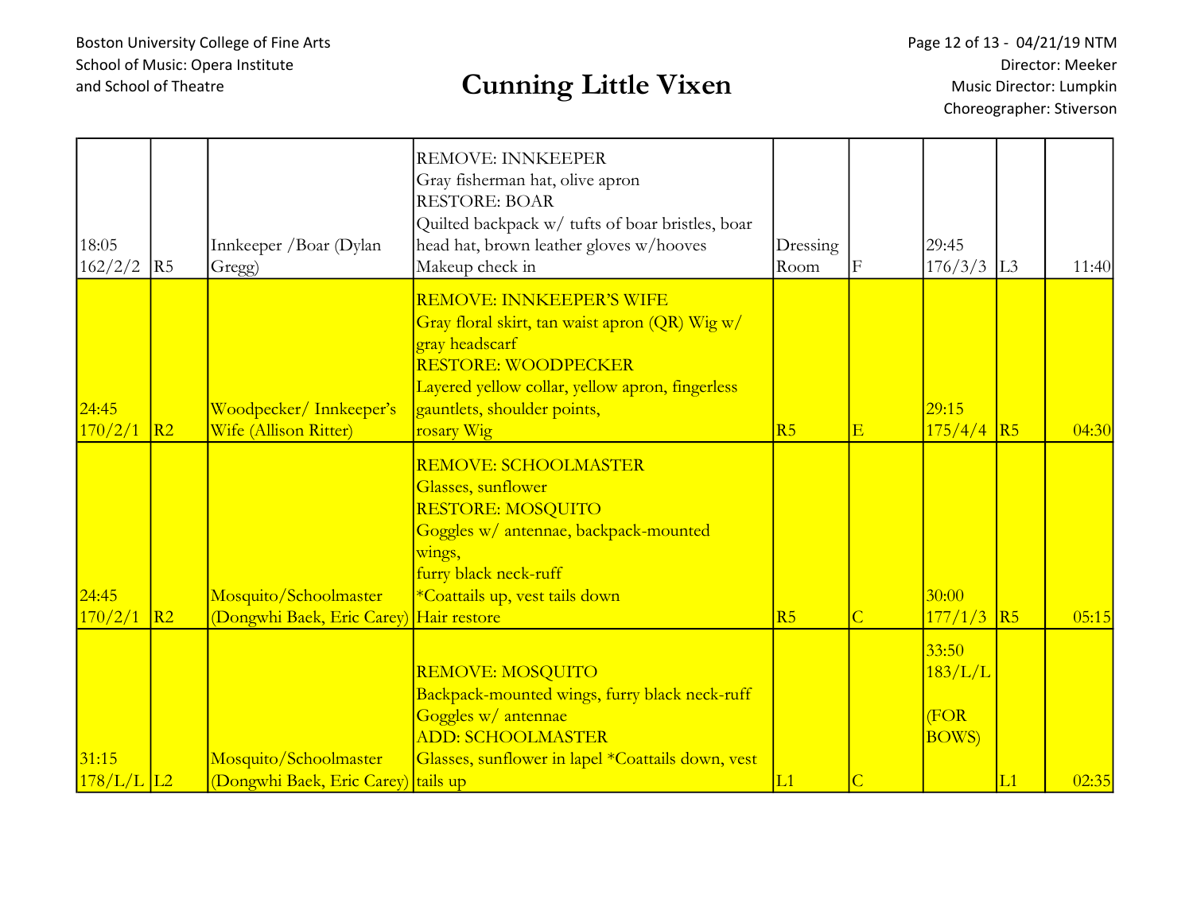# Cunning Little Vixen

Boston University College of Fine Arts
School of Music: Opera Institute
and School of Theatre

Director: Meeker
Music Director: Lumpkin
Choreographer: Stiverson

|  |  |  |  |  |  |  |  |  |
|---|---|---|---|---|---|---|---|---|
| 18:05 162/2/2 | R5 | Innkeeper /Boar (Dylan Gregg) | REMOVE: INNKEEPER<br>Gray fisherman hat, olive apron<br>RESTORE: BOAR<br>Quilted backpack w/ tufts of boar bristles, boar head hat, brown leather gloves w/hooves<br>Makeup check in | Dressing Room | F | 29:45 176/3/3 | L3 | 11:40 |
| 24:45 170/2/1 | R2 | Woodpecker/ Innkeeper's Wife (Allison Ritter) | REMOVE: INNKEEPER'S WIFE<br>Gray floral skirt, tan waist apron (QR) Wig w/ gray headscarf<br>RESTORE: WOODPECKER<br>Layered yellow collar, yellow apron, fingerless gauntlets, shoulder points,<br>rosary Wig | R5 | E | 29:15 175/4/4 | R5 | 04:30 |
| 24:45 170/2/1 | R2 | Mosquito/Schoolmaster (Dongwhi Baek, Eric Carey) | REMOVE: SCHOOLMASTER<br>Glasses, sunflower<br>RESTORE: MOSQUITO<br>Goggles w/ antennae, backpack-mounted wings,<br>furry black neck-ruff<br>*Coattails up, vest tails down<br>Hair restore | R5 | C | 30:00 177/1/3 | R5 | 05:15 |
| 31:15 178/L/L | L2 | Mosquito/Schoolmaster (Dongwhi Baek, Eric Carey) | REMOVE: MOSQUITO<br>Backpack-mounted wings, furry black neck-ruff<br>Goggles w/ antennae<br>ADD: SCHOOLMASTER<br>Glasses, sunflower in lapel *Coattails down, vest tails up | L1 | C | 33:50 183/L/L<br><br>(FOR BOWS) | L1 | 02:35 |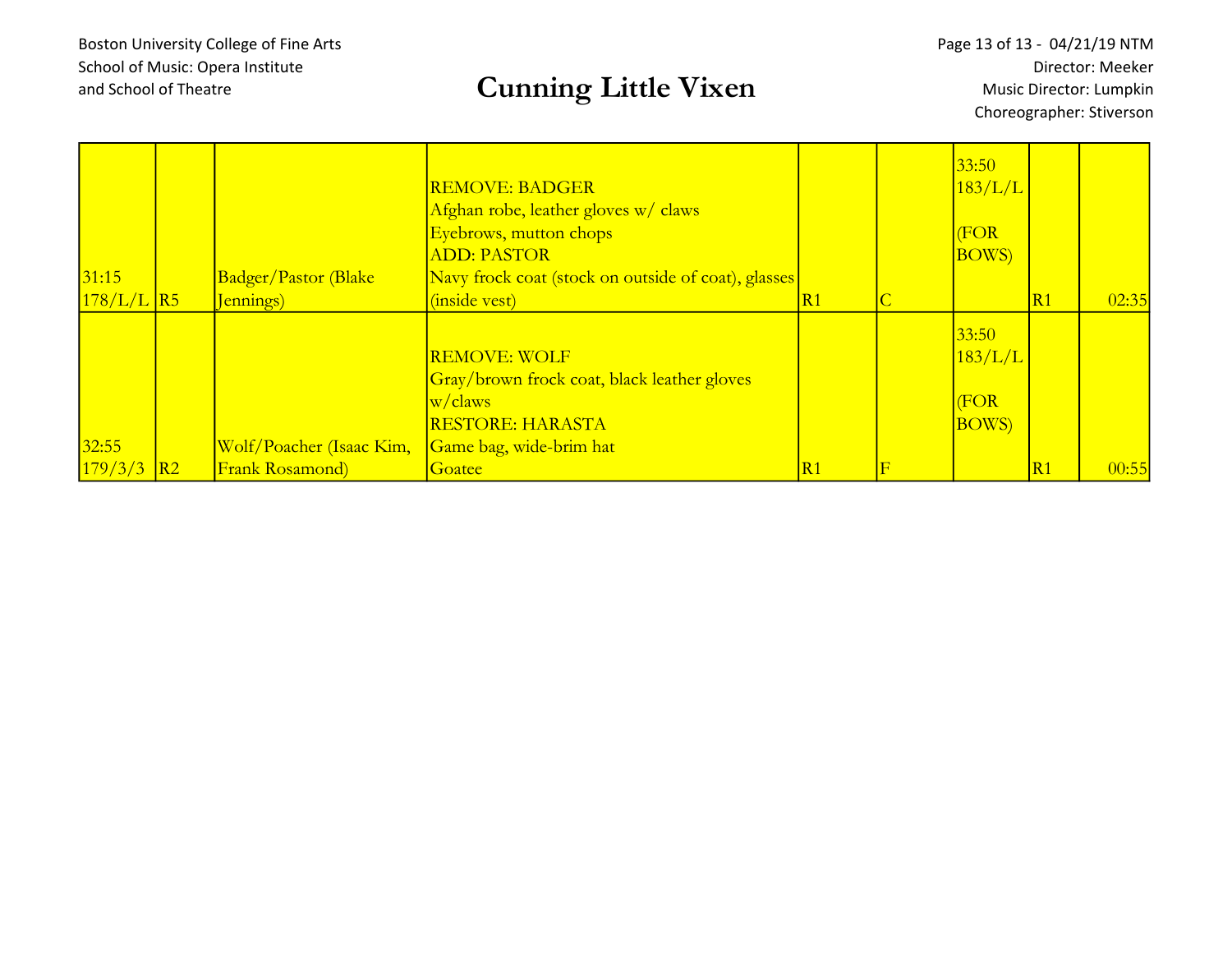Boston University College of Fine Arts
School of Music: Opera Institute
and School of Theatre

# Cunning Little Vixen

Director: Meeker
Music Director: Lumpkin
Choreographer: Stiverson

| | | | | | | | | |
|---|---|---|---|---|---|---|---|---|
| 31:15 178/L/L | R5 | Badger/Pastor (Blake Jennings) | REMOVE: BADGER<br>Afghan robe, leather gloves w/ claws<br>Eyebrows, mutton chops<br>ADD: PASTOR<br>Navy frock coat (stock on outside of coat), glasses (inside vest) | R1 | C | 33:50 183/L/L<br><br>(FOR BOWS) | R1 | 02:35 |
| 32:55 179/3/3 | R2 | Wolf/Poacher (Isaac Kim, Frank Rosamond) | REMOVE: WOLF<br>Gray/brown frock coat, black leather gloves w/claws<br>RESTORE: HARASTA<br>Game bag, wide-brim hat<br>Goatee | R1 | F | 33:50 183/L/L<br><br>(FOR BOWS) | R1 | 00:55 |